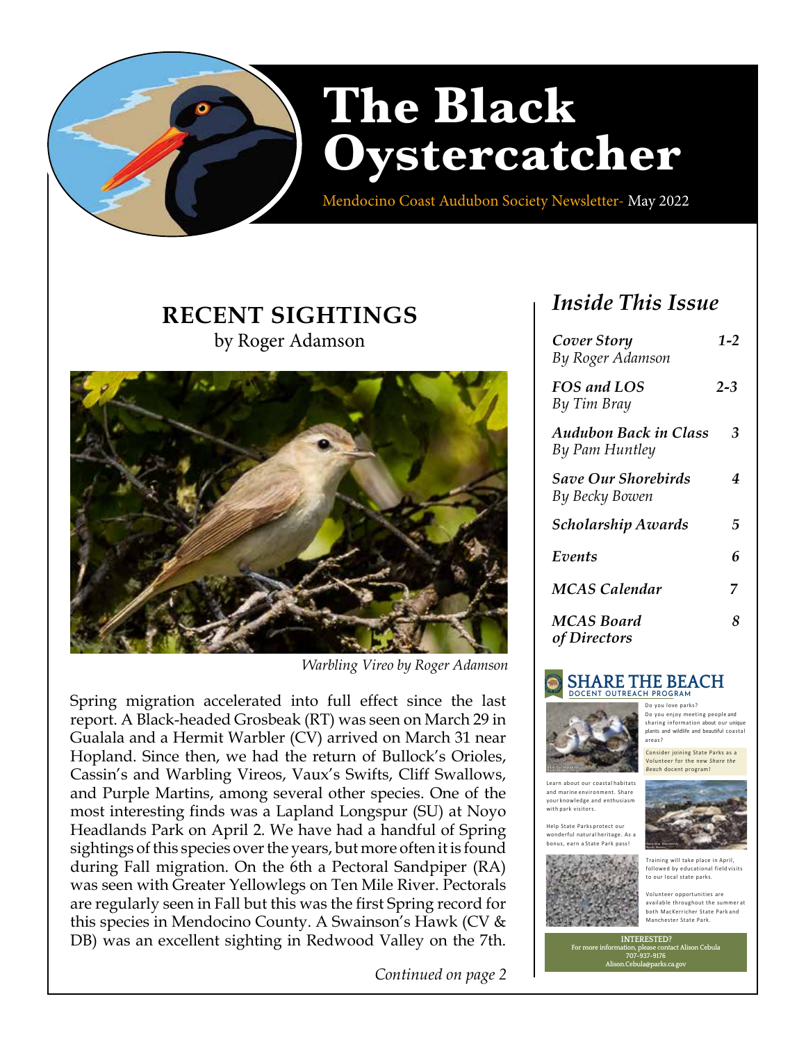# The Black Oystercatcher

Mendocino Coast Audubon Society Newsletter- May 2022

## RECENT SIGHTINGS

by Roger Adamson

*Warbling Vireo by Roger Adamson*

Spring migration accelerated into full effect since the last report. A Black-headed Grosbeak (RT) was seen on March 29 in Gualala and a Hermit Warbler (CV) arrived on March 31 near Hopland. Since then, we had the return of Bullock's Orioles, Cassin's and Warbling Vireos, Vaux's Swifts, Cliff Swallows, and Purple Martins, among several other species. One of the most interesting finds was a Lapland Longspur (SU) at Noyo Headlands Park on April 2. We have had a handful of Spring sightings of this species over the years, but more often it is found during Fall migration. On the 6th a Pectoral Sandpiper (RA) was seen with Greater Yellowlegs on Ten Mile River. Pectorals are regularly seen in Fall but this was the first Spring record for this species in Mendocino County. A Swainson's Hawk (CV & DB) was an excellent sighting in Redwood Valley on the 7th.

*Continued on page 2*

## *Inside This Issue*

| | |
|---|---|
| ***Cover Story*** *By Roger Adamson* | *1-2* |
| ***FOS and LOS*** *By Tim Bray* | *2-3* |
| ***Audubon Back in Class*** *By Pam Huntley* | *3* |
| ***Save Our Shorebirds*** *By Becky Bowen* | *4* |
| ***Scholarship Awards*** | *5* |
| ***Events*** | *6* |
| ***MCAS Calendar*** | *7* |
| ***MCAS Board of Directors*** | *8* |

### SHARE THE BEACH

DOCENT OUTREACH PROGRAM

Do you love parks?

Do you enjoy meeting people and sharing information about our unique plants and wildlife and beautiful coastal areas?

Consider joining State Parks as a Volunteer for the new *Share the Beach* docent program!

Learn about our coastal habitats and marine environment. Share your knowledge and enthusiasm with park visitors.

Help State Parks protect our wonderful natural heritage. As a bonus, earn a State Park pass!

Training will take place in April, followed by educational field visits to our local state parks.

Volunteer opportunities are available throughout the summer at both MacKerricher State Park and Manchester State Park.

INTERESTED?
For more information, please contact Alison Cebula
707-937-9176
Alison.Cebula@parks.ca.gov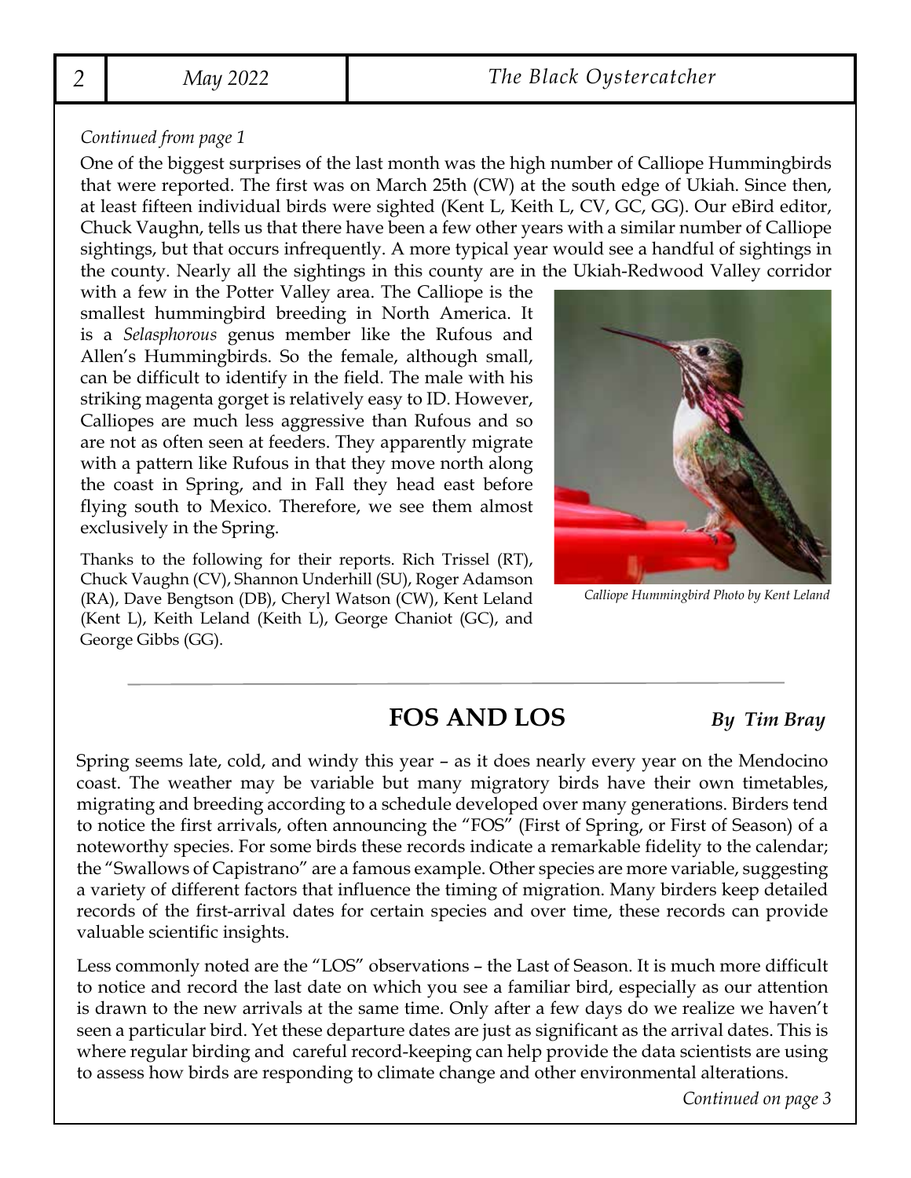*Continued from page 1*

One of the biggest surprises of the last month was the high number of Calliope Hummingbirds that were reported. The first was on March 25th (CW) at the south edge of Ukiah. Since then, at least fifteen individual birds were sighted (Kent L, Keith L, CV, GC, GG). Our eBird editor, Chuck Vaughn, tells us that there have been a few other years with a similar number of Calliope sightings, but that occurs infrequently. A more typical year would see a handful of sightings in the county. Nearly all the sightings in this county are in the Ukiah-Redwood Valley corridor with a few in the Potter Valley area. The Calliope is the smallest hummingbird breeding in North America. It is a *Selasphorous* genus member like the Rufous and Allen's Hummingbirds. So the female, although small, can be difficult to identify in the field. The male with his striking magenta gorget is relatively easy to ID. However, Calliopes are much less aggressive than Rufous and so are not as often seen at feeders. They apparently migrate with a pattern like Rufous in that they move north along the coast in Spring, and in Fall they head east before flying south to Mexico. Therefore, we see them almost exclusively in the Spring.

*Calliope Hummingbird Photo by Kent Leland*

Thanks to the following for their reports. Rich Trissel (RT), Chuck Vaughn (CV), Shannon Underhill (SU), Roger Adamson (RA), Dave Bengtson (DB), Cheryl Watson (CW), Kent Leland (Kent L), Keith Leland (Keith L), George Chaniot (GC), and George Gibbs (GG).

---

## FOS AND LOS

***By Tim Bray***

Spring seems late, cold, and windy this year – as it does nearly every year on the Mendocino coast. The weather may be variable but many migratory birds have their own timetables, migrating and breeding according to a schedule developed over many generations. Birders tend to notice the first arrivals, often announcing the "FOS" (First of Spring, or First of Season) of a noteworthy species. For some birds these records indicate a remarkable fidelity to the calendar; the "Swallows of Capistrano" are a famous example. Other species are more variable, suggesting a variety of different factors that influence the timing of migration. Many birders keep detailed records of the first-arrival dates for certain species and over time, these records can provide valuable scientific insights.

Less commonly noted are the "LOS" observations – the Last of Season. It is much more difficult to notice and record the last date on which you see a familiar bird, especially as our attention is drawn to the new arrivals at the same time. Only after a few days do we realize we haven't seen a particular bird. Yet these departure dates are just as significant as the arrival dates. This is where regular birding and careful record-keeping can help provide the data scientists are using to assess how birds are responding to climate change and other environmental alterations.

*Continued on page 3*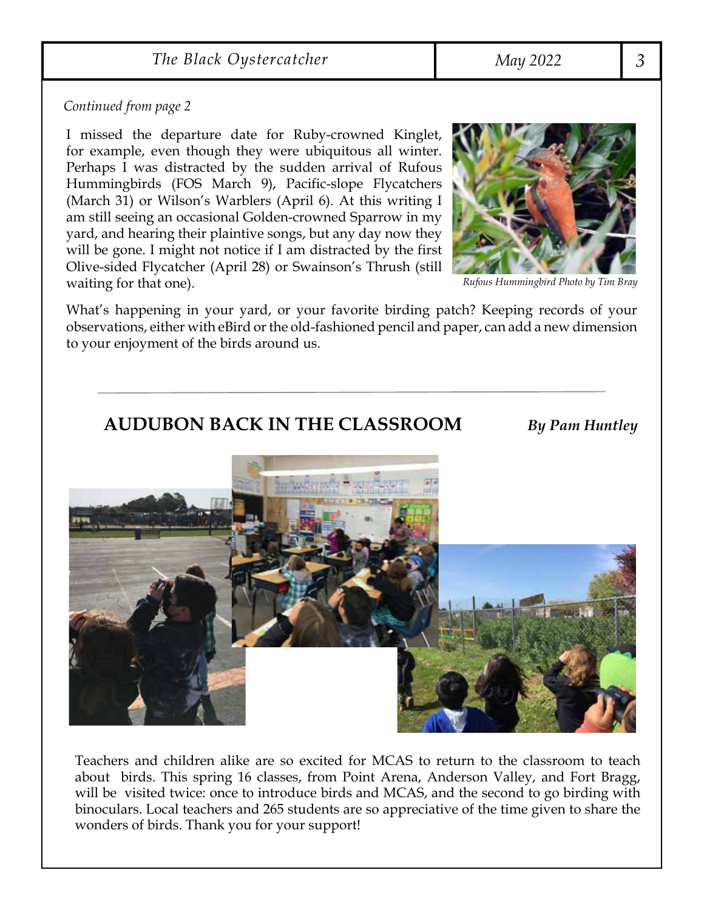*Continued from page 2*

I missed the departure date for Ruby-crowned Kinglet, for example, even though they were ubiquitous all winter. Perhaps I was distracted by the sudden arrival of Rufous Hummingbirds (FOS March 9), Pacific-slope Flycatchers (March 31) or Wilson's Warblers (April 6). At this writing I am still seeing an occasional Golden-crowned Sparrow in my yard, and hearing their plaintive songs, but any day now they will be gone. I might not notice if I am distracted by the first Olive-sided Flycatcher (April 28) or Swainson's Thrush (still waiting for that one).

*Rufous Hummingbird Photo by Tim Bray*

What's happening in your yard, or your favorite birding patch? Keeping records of your observations, either with eBird or the old-fashioned pencil and paper, can add a new dimension to your enjoyment of the birds around us.

---

## AUDUBON BACK IN THE CLASSROOM

***By Pam Huntley***

Teachers and children alike are so excited for MCAS to return to the classroom to teach about birds. This spring 16 classes, from Point Arena, Anderson Valley, and Fort Bragg, will be visited twice: once to introduce birds and MCAS, and the second to go birding with binoculars. Local teachers and 265 students are so appreciative of the time given to share the wonders of birds. Thank you for your support!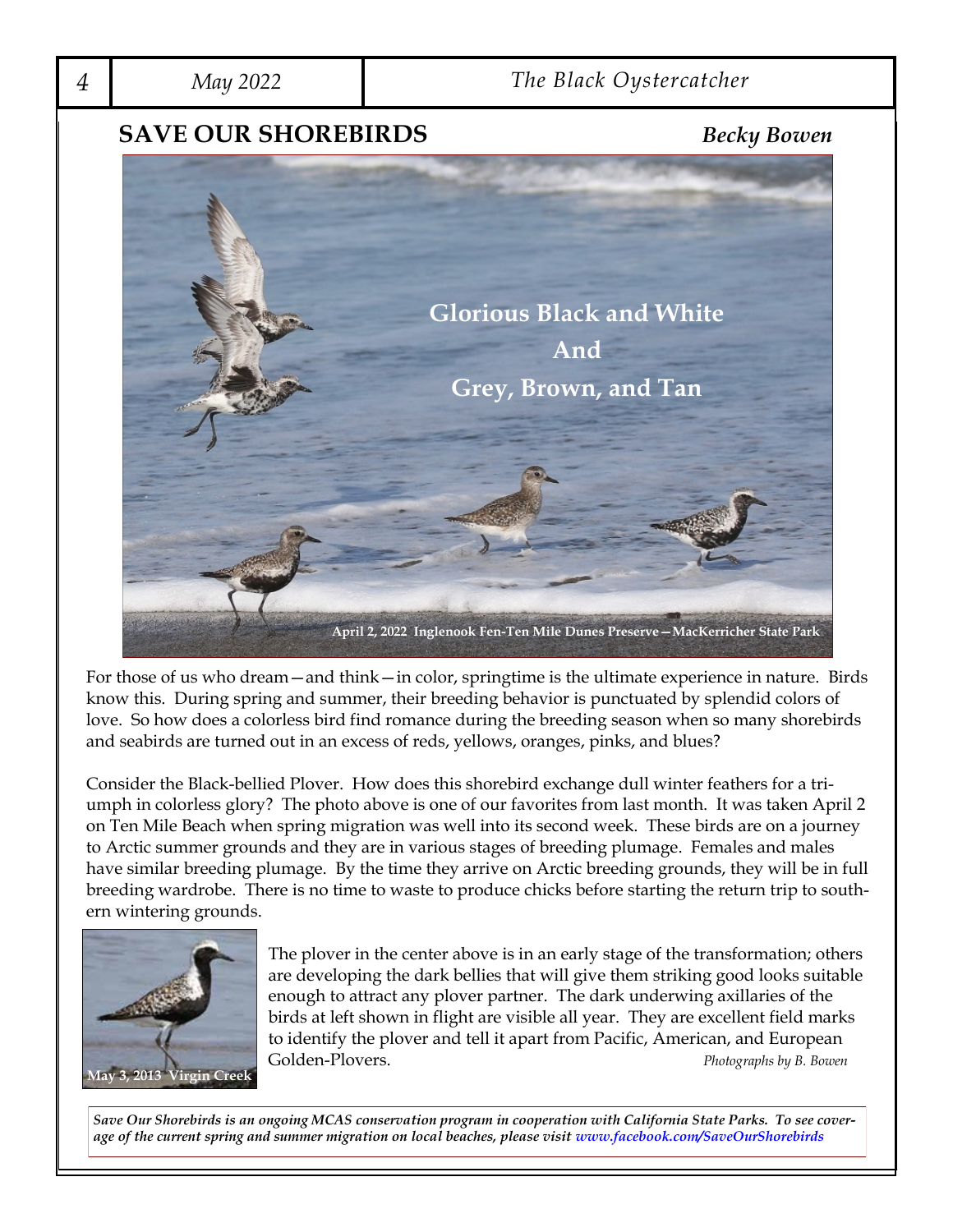## SAVE OUR SHOREBIRDS

*Becky Bowen*

**Glorious Black and White**
**And**
**Grey, Brown, and Tan**

**April 2, 2022 Inglenook Fen-Ten Mile Dunes Preserve—MacKerricher State Park**

For those of us who dream—and think—in color, springtime is the ultimate experience in nature. Birds know this. During spring and summer, their breeding behavior is punctuated by splendid colors of love. So how does a colorless bird find romance during the breeding season when so many shorebirds and seabirds are turned out in an excess of reds, yellows, oranges, pinks, and blues?

Consider the Black-bellied Plover. How does this shorebird exchange dull winter feathers for a triumph in colorless glory? The photo above is one of our favorites from last month. It was taken April 2 on Ten Mile Beach when spring migration was well into its second week. These birds are on a journey to Arctic summer grounds and they are in various stages of breeding plumage. Females and males have similar breeding plumage. By the time they arrive on Arctic breeding grounds, they will be in full breeding wardrobe. There is no time to waste to produce chicks before starting the return trip to southern wintering grounds.

**May 3, 2013 Virgin Creek**

The plover in the center above is in an early stage of the transformation; others are developing the dark bellies that will give them striking good looks suitable enough to attract any plover partner. The dark underwing axillaries of the birds at left shown in flight are visible all year. They are excellent field marks to identify the plover and tell it apart from Pacific, American, and European Golden-Plovers.

*Photographs by B. Bowen*

***Save Our Shorebirds is an ongoing MCAS conservation program in cooperation with California State Parks. To see coverage of the current spring and summer migration on local beaches, please visit www.facebook.com/SaveOurShorebirds***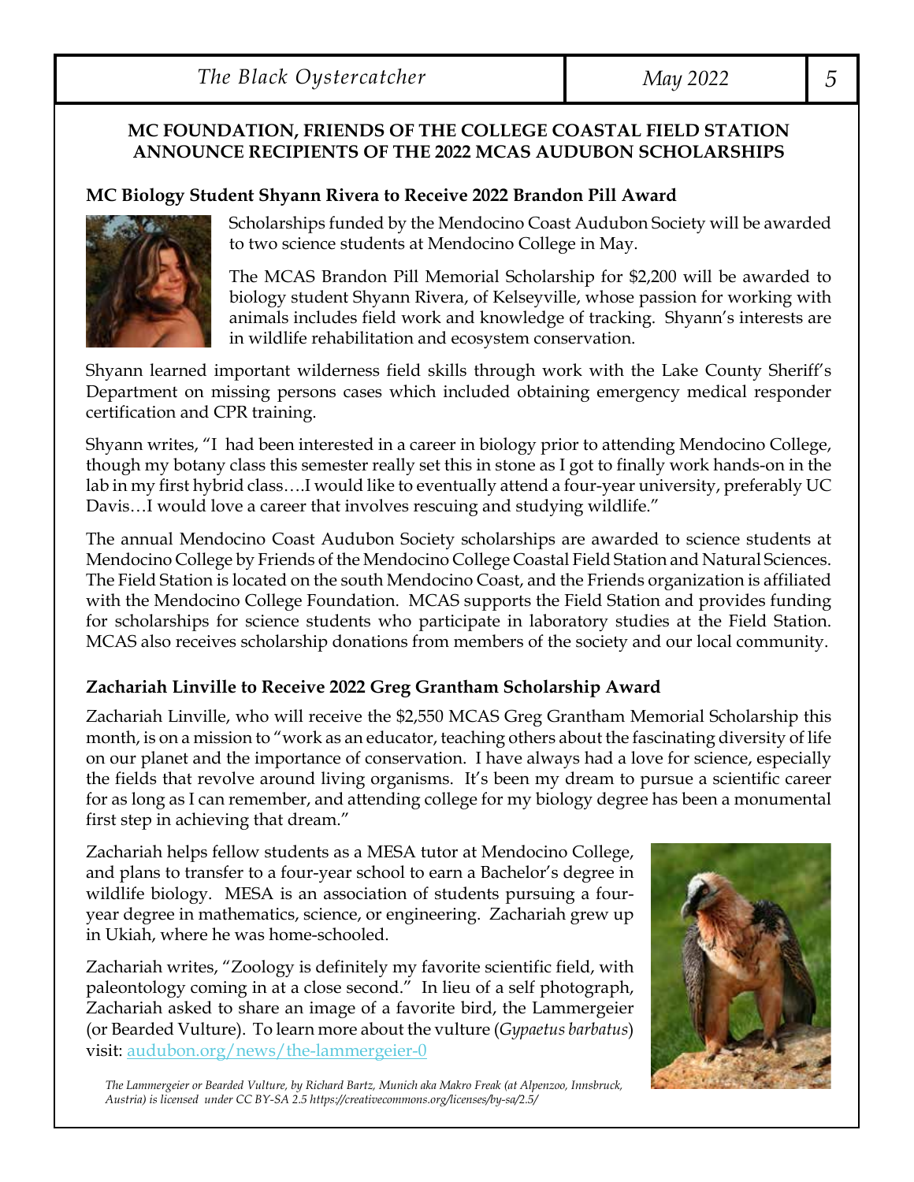## MC FOUNDATION, FRIENDS OF THE COLLEGE COASTAL FIELD STATION ANNOUNCE RECIPIENTS OF THE 2022 MCAS AUDUBON SCHOLARSHIPS

### MC Biology Student Shyann Rivera to Receive 2022 Brandon Pill Award

Scholarships funded by the Mendocino Coast Audubon Society will be awarded to two science students at Mendocino College in May.

The MCAS Brandon Pill Memorial Scholarship for $2,200 will be awarded to biology student Shyann Rivera, of Kelseyville, whose passion for working with animals includes field work and knowledge of tracking. Shyann's interests are in wildlife rehabilitation and ecosystem conservation.

Shyann learned important wilderness field skills through work with the Lake County Sheriff's Department on missing persons cases which included obtaining emergency medical responder certification and CPR training.

Shyann writes, "I had been interested in a career in biology prior to attending Mendocino College, though my botany class this semester really set this in stone as I got to finally work hands-on in the lab in my first hybrid class….I would like to eventually attend a four-year university, preferably UC Davis…I would love a career that involves rescuing and studying wildlife."

The annual Mendocino Coast Audubon Society scholarships are awarded to science students at Mendocino College by Friends of the Mendocino College Coastal Field Station and Natural Sciences. The Field Station is located on the south Mendocino Coast, and the Friends organization is affiliated with the Mendocino College Foundation. MCAS supports the Field Station and provides funding for scholarships for science students who participate in laboratory studies at the Field Station. MCAS also receives scholarship donations from members of the society and our local community.

### Zachariah Linville to Receive 2022 Greg Grantham Scholarship Award

Zachariah Linville, who will receive the $2,550 MCAS Greg Grantham Memorial Scholarship this month, is on a mission to "work as an educator, teaching others about the fascinating diversity of life on our planet and the importance of conservation. I have always had a love for science, especially the fields that revolve around living organisms. It's been my dream to pursue a scientific career for as long as I can remember, and attending college for my biology degree has been a monumental first step in achieving that dream."

Zachariah helps fellow students as a MESA tutor at Mendocino College, and plans to transfer to a four-year school to earn a Bachelor's degree in wildlife biology. MESA is an association of students pursuing a four-year degree in mathematics, science, or engineering. Zachariah grew up in Ukiah, where he was home-schooled.

Zachariah writes, "Zoology is definitely my favorite scientific field, with paleontology coming in at a close second." In lieu of a self photograph, Zachariah asked to share an image of a favorite bird, the Lammergeier (or Bearded Vulture). To learn more about the vulture (*Gypaetus barbatus*) visit: audubon.org/news/the-lammergeier-0

*The Lammergeier or Bearded Vulture, by Richard Bartz, Munich aka Makro Freak (at Alpenzoo, Innsbruck, Austria) is licensed under CC BY-SA 2.5 https://creativecommons.org/licenses/by-sa/2.5/*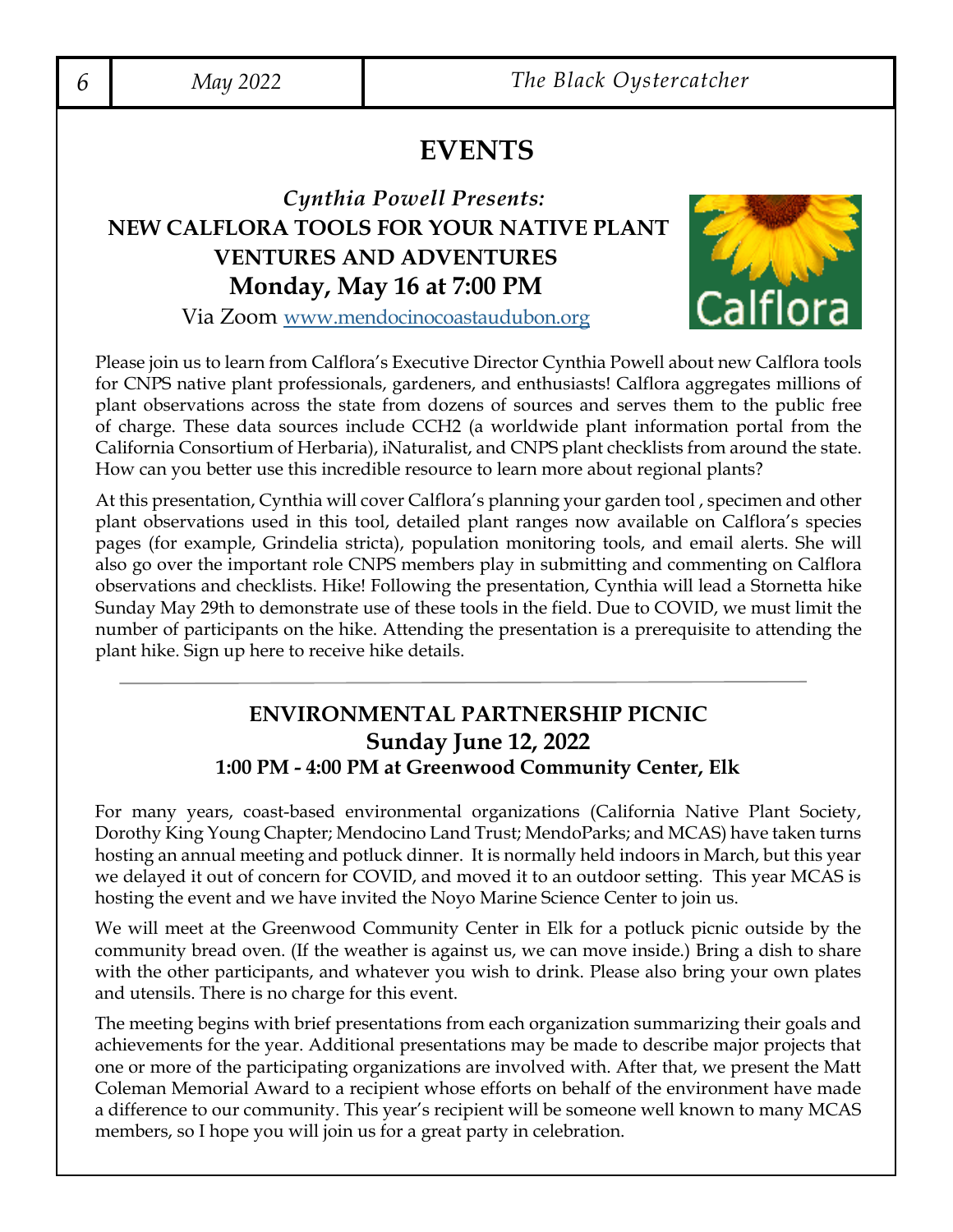# EVENTS

## *Cynthia Powell Presents:*
## NEW CALFLORA TOOLS FOR YOUR NATIVE PLANT VENTURES AND ADVENTURES
## Monday, May 16 at 7:00 PM

Via Zoom [www.mendocinocoastaudubon.org](www.mendocinocoastaudubon.org)

Please join us to learn from Calflora's Executive Director Cynthia Powell about new Calflora tools for CNPS native plant professionals, gardeners, and enthusiasts! Calflora aggregates millions of plant observations across the state from dozens of sources and serves them to the public free of charge. These data sources include CCH2 (a worldwide plant information portal from the California Consortium of Herbaria), iNaturalist, and CNPS plant checklists from around the state. How can you better use this incredible resource to learn more about regional plants?

At this presentation, Cynthia will cover Calflora's planning your garden tool , specimen and other plant observations used in this tool, detailed plant ranges now available on Calflora's species pages (for example, Grindelia stricta), population monitoring tools, and email alerts. She will also go over the important role CNPS members play in submitting and commenting on Calflora observations and checklists. Hike! Following the presentation, Cynthia will lead a Stornetta hike Sunday May 29th to demonstrate use of these tools in the field. Due to COVID, we must limit the number of participants on the hike. Attending the presentation is a prerequisite to attending the plant hike. Sign up here to receive hike details.

---

## ENVIRONMENTAL PARTNERSHIP PICNIC
## Sunday June 12, 2022
### 1:00 PM - 4:00 PM at Greenwood Community Center, Elk

For many years, coast-based environmental organizations (California Native Plant Society, Dorothy King Young Chapter; Mendocino Land Trust; MendoParks; and MCAS) have taken turns hosting an annual meeting and potluck dinner. It is normally held indoors in March, but this year we delayed it out of concern for COVID, and moved it to an outdoor setting. This year MCAS is hosting the event and we have invited the Noyo Marine Science Center to join us.

We will meet at the Greenwood Community Center in Elk for a potluck picnic outside by the community bread oven. (If the weather is against us, we can move inside.) Bring a dish to share with the other participants, and whatever you wish to drink. Please also bring your own plates and utensils. There is no charge for this event.

The meeting begins with brief presentations from each organization summarizing their goals and achievements for the year. Additional presentations may be made to describe major projects that one or more of the participating organizations are involved with. After that, we present the Matt Coleman Memorial Award to a recipient whose efforts on behalf of the environment have made a difference to our community. This year's recipient will be someone well known to many MCAS members, so I hope you will join us for a great party in celebration.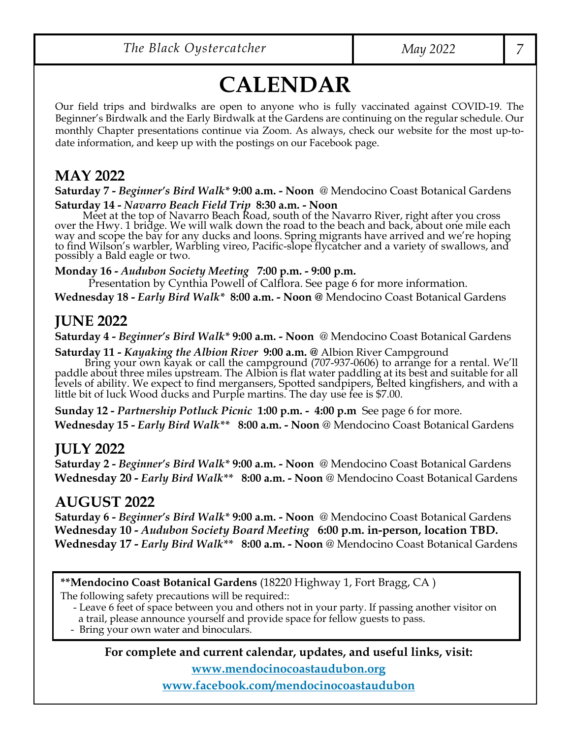# CALENDAR

Our field trips and birdwalks are open to anyone who is fully vaccinated against COVID-19. The Beginner's Birdwalk and the Early Birdwalk at the Gardens are continuing on the regular schedule. Our monthly Chapter presentations continue via Zoom. As always, check our website for the most up-to-date information, and keep up with the postings on our Facebook page.

## MAY 2022

**Saturday 7 -** ***Beginner's Bird Walk**** **9:00 a.m. - Noon** @ Mendocino Coast Botanical Gardens

**Saturday 14 -** ***Navarro Beach Field Trip*** **8:30 a.m. - Noon**

Meet at the top of Navarro Beach Road, south of the Navarro River, right after you cross over the Hwy. 1 bridge. We will walk down the road to the beach and back, about one mile each way and scope the bay for any ducks and loons. Spring migrants have arrived and we're hoping to find Wilson's warbler, Warbling vireo, Pacific-slope flycatcher and a variety of swallows, and possibly a Bald eagle or two.

**Monday 16 -** ***Audubon Society Meeting*** **7:00 p.m. - 9:00 p.m.**

Presentation by Cynthia Powell of Calflora. See page 6 for more information.

**Wednesday 18 -** ***Early Bird Walk**** **8:00 a.m. - Noon @** Mendocino Coast Botanical Gardens

## JUNE 2022

**Saturday 4 -** ***Beginner's Bird Walk**** **9:00 a.m. - Noon** @ Mendocino Coast Botanical Gardens

**Saturday 11 -** ***Kayaking the Albion River*** **9:00 a.m. @** Albion River Campground

Bring your own kayak or call the campground (707-937-0606) to arrange for a rental. We'll paddle about three miles upstream. The Albion is flat water paddling at its best and suitable for all levels of ability. We expect to find mergansers, Spotted sandpipers, Belted kingfishers, and with a little bit of luck Wood ducks and Purple martins. The day use fee is $7.00.

**Sunday 12 -** ***Partnership Potluck Picnic*** **1:00 p.m. - 4:00 p.m** See page 6 for more.

**Wednesday 15 -** ***Early Bird Walk***** **8:00 a.m. - Noon** @ Mendocino Coast Botanical Gardens

## JULY 2022

**Saturday 2 -** ***Beginner's Bird Walk**** **9:00 a.m. - Noon** @ Mendocino Coast Botanical Gardens

**Wednesday 20 -** ***Early Bird Walk***** **8:00 a.m. - Noon** @ Mendocino Coast Botanical Gardens

## AUGUST 2022

**Saturday 6 -** ***Beginner's Bird Walk**** **9:00 a.m. - Noon** @ Mendocino Coast Botanical Gardens

**Wednesday 10 -** ***Audubon Society Board Meeting*** **6:00 p.m. in-person, location TBD.**

**Wednesday 17 -** ***Early Bird Walk***** **8:00 a.m. - Noon** @ Mendocino Coast Botanical Gardens

---

****Mendocino Coast Botanical Gardens** (18220 Highway 1, Fort Bragg, CA )

The following safety precautions will be required::

- Leave 6 feet of space between you and others not in your party. If passing another visitor on a trail, please announce yourself and provide space for fellow guests to pass.
- Bring your own water and binoculars.

---

**For complete and current calendar, updates, and useful links, visit:**

**www.mendocinocoastaudubon.org**

**www.facebook.com/mendocinocoastaudubon**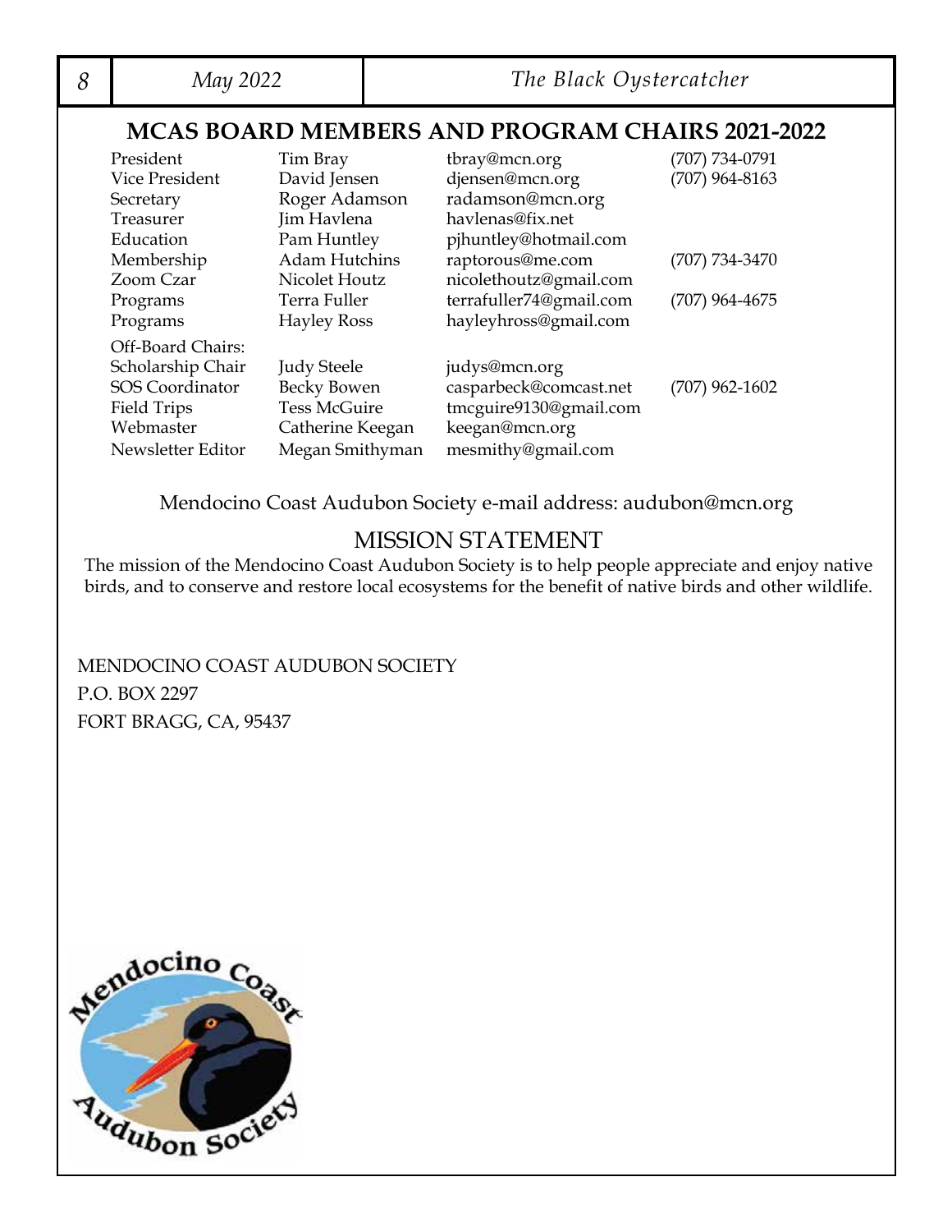## MCAS BOARD MEMBERS AND PROGRAM CHAIRS 2021-2022

| | | | |
|---|---|---|---|
| President | Tim Bray | tbray@mcn.org | (707) 734-0791 |
| Vice President | David Jensen | djensen@mcn.org | (707) 964-8163 |
| Secretary | Roger Adamson | radamson@mcn.org | |
| Treasurer | Jim Havlena | havlenas@fix.net | |
| Education | Pam Huntley | pjhuntley@hotmail.com | |
| Membership | Adam Hutchins | raptorous@me.com | (707) 734-3470 |
| Zoom Czar | Nicolet Houtz | nicolethoutz@gmail.com | |
| Programs | Terra Fuller | terrafuller74@gmail.com | (707) 964-4675 |
| Programs | Hayley Ross | hayleyhross@gmail.com | |
| Off-Board Chairs: | | | |
| Scholarship Chair | Judy Steele | judys@mcn.org | |
| SOS Coordinator | Becky Bowen | casparbeck@comcast.net | (707) 962-1602 |
| Field Trips | Tess McGuire | tmcguire9130@gmail.com | |
| Webmaster | Catherine Keegan | keegan@mcn.org | |
| Newsletter Editor | Megan Smithyman | mesmithy@gmail.com | |

Mendocino Coast Audubon Society e-mail address: audubon@mcn.org

## MISSION STATEMENT

The mission of the Mendocino Coast Audubon Society is to help people appreciate and enjoy native birds, and to conserve and restore local ecosystems for the benefit of native birds and other wildlife.

MENDOCINO COAST AUDUBON SOCIETY
P.O. BOX 2297
FORT BRAGG, CA, 95437

Mendocino Coast Audubon Society